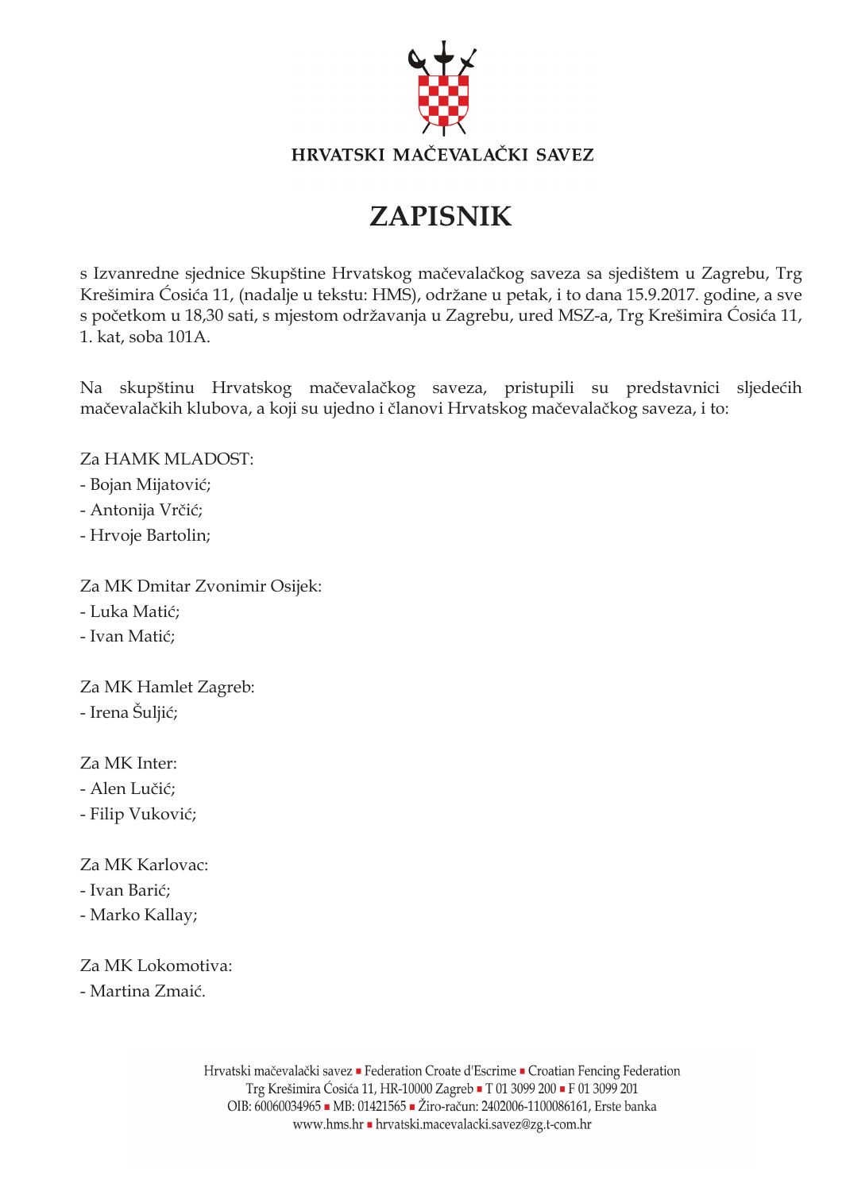HRVATSKI MAČEVALAČKI SAVEZ

# ZAPISNIK

s Izvanredne sjednice Skupštine Hrvatskog mačevalačkog saveza sa sjedištem u Zagrebu, Trg Krešimira Ćosića 11, (nadalje u tekstu: HMS), održane u petak, i to dana 15.9.2017. godine, a sve s početkom u 18,30 sati, s mjestom održavanja u Zagrebu, ured MSZ-a, Trg Krešimira Ćosića 11, 1. kat, soba 101A.

Na skupštinu Hrvatskog mačevalačkog saveza, pristupili su predstavnici sljedećih mačevalačkih klubova, a koji su ujedno i članovi Hrvatskog mačevalačkog saveza, i to:

Za HAMK MLADOST:
- Bojan Mijatović;
- Antonija Vrčić;
- Hrvoje Bartolin;

Za MK Dmitar Zvonimir Osijek:
- Luka Matić;
- Ivan Matić;

Za MK Hamlet Zagreb:
- Irena Šuljić;

Za MK Inter:
- Alen Lučić;
- Filip Vuković;

Za MK Karlovac:
- Ivan Barić;
- Marko Kallay;

Za MK Lokomotiva:
- Martina Zmaić.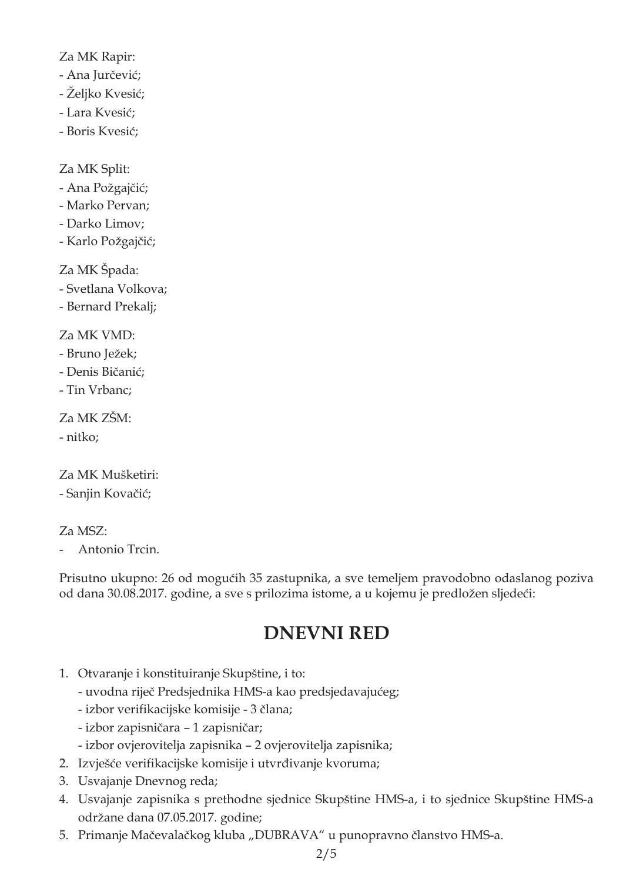Za MK Rapir:
- Ana Jurčević;
- Željko Kvesić;
- Lara Kvesić;
- Boris Kvesić;

Za MK Split:
- Ana Požgajčić;
- Marko Pervan;
- Darko Limov;
- Karlo Požgajčić;

Za MK Špada:
- Svetlana Volkova;
- Bernard Prekalj;

Za MK VMD:
- Bruno Ježek;
- Denis Bičanić;
- Tin Vrbanc;

Za MK ZŠM:
- nitko;

Za MK Mušketiri:
- Sanjin Kovačić;

Za MSZ:
- Antonio Trcin.

Prisutno ukupno: 26 od mogućih 35 zastupnika, a sve temeljem pravodobno odaslanog poziva od dana 30.08.2017. godine, a sve s prilozima istome, a u kojemu je predložen sljedeći:

# DNEVNI RED

1. Otvaranje i konstituiranje Skupštine, i to:
   - uvodna riječ Predsjednika HMS-a kao predsjedavajućeg;
   - izbor verifikacijske komisije - 3 člana;
   - izbor zapisničara – 1 zapisničar;
   - izbor ovjerovitelja zapisnika – 2 ovjerovitelja zapisnika;
2. Izvješće verifikacijske komisije i utvrđivanje kvoruma;
3. Usvajanje Dnevnog reda;
4. Usvajanje zapisnika s prethodne sjednice Skupštine HMS-a, i to sjednice Skupštine HMS-a održane dana 07.05.2017. godine;
5. Primanje Mačevalačkog kluba „DUBRAVA" u punopravno članstvo HMS-a.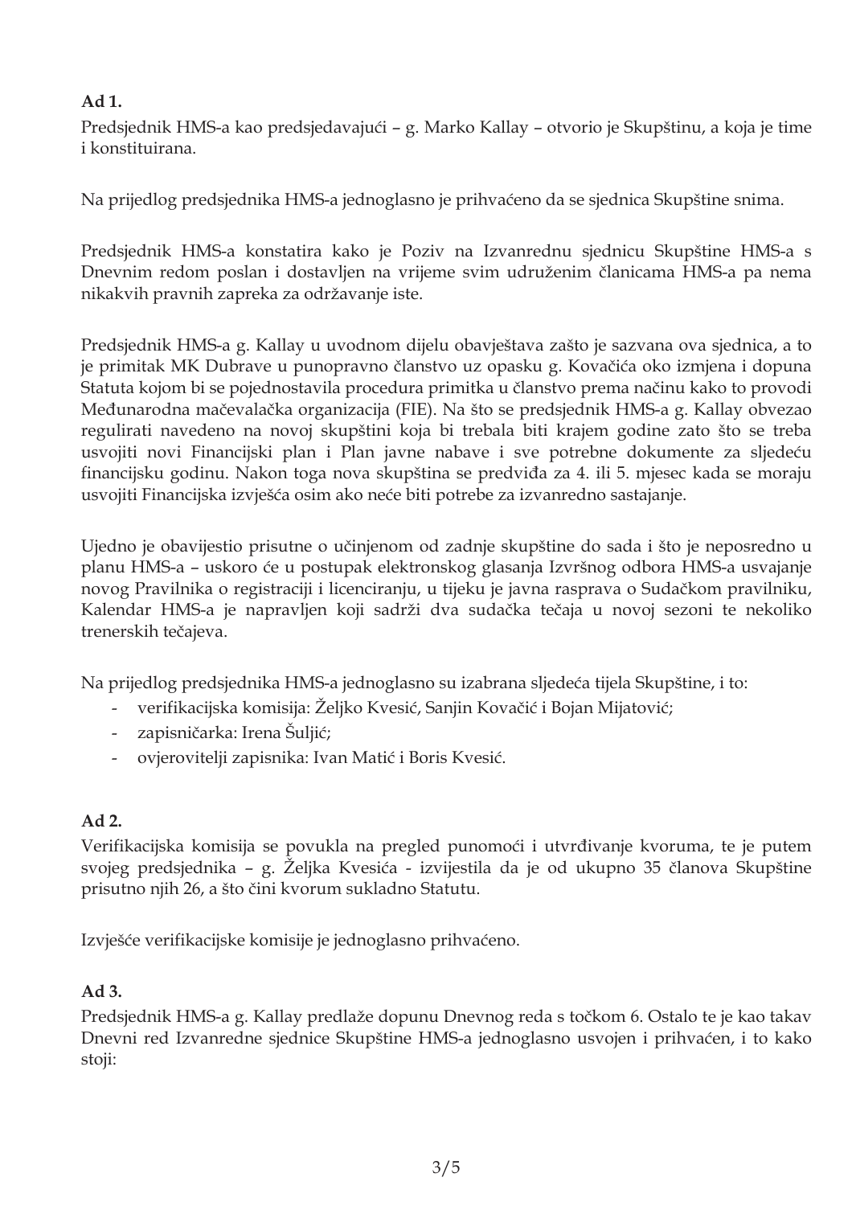**Ad 1.**

Predsjednik HMS-a kao predsjedavajući – g. Marko Kallay – otvorio je Skupštinu, a koja je time i konstituirana.

Na prijedlog predsjednika HMS-a jednoglasno je prihvaćeno da se sjednica Skupštine snima.

Predsjednik HMS-a konstatira kako je Poziv na Izvanrednu sjednicu Skupštine HMS-a s Dnevnim redom poslan i dostavljen na vrijeme svim udruženim članicama HMS-a pa nema nikakvih pravnih zapreka za održavanje iste.

Predsjednik HMS-a g. Kallay u uvodnom dijelu obavještava zašto je sazvana ova sjednica, a to je primitak MK Dubrave u punopravno članstvo uz opasku g. Kovačića oko izmjena i dopuna Statuta kojom bi se pojednostavila procedura primitka u članstvo prema načinu kako to provodi Međunarodna mačevalačka organizacija (FIE). Na što se predsjednik HMS-a g. Kallay obvezao regulirati navedeno na novoj skupštini koja bi trebala biti krajem godine zato što se treba usvojiti novi Financijski plan i Plan javne nabave i sve potrebne dokumente za sljedeću financijsku godinu. Nakon toga nova skupština se predviđa za 4. ili 5. mjesec kada se moraju usvojiti Financijska izvješća osim ako neće biti potrebe za izvanredno sastajanje.

Ujedno je obavijestio prisutne o učinjenom od zadnje skupštine do sada i što je neposredno u planu HMS-a – uskoro će u postupak elektronskog glasanja Izvršnog odbora HMS-a usvajanje novog Pravilnika o registraciji i licenciranju, u tijeku je javna rasprava o Sudačkom pravilniku, Kalendar HMS-a je napravljen koji sadrži dva sudačka tečaja u novoj sezoni te nekoliko trenerskih tečajeva.

Na prijedlog predsjednika HMS-a jednoglasno su izabrana sljedeća tijela Skupštine, i to:

- verifikacijska komisija: Željko Kvesić, Sanjin Kovačić i Bojan Mijatović;
- zapisničarka: Irena Šuljić;
- ovjerovitelji zapisnika: Ivan Matić i Boris Kvesić.

**Ad 2.**

Verifikacijska komisija se povukla na pregled punomoći i utvrđivanje kvoruma, te je putem svojeg predsjednika – g. Željka Kvesića - izvijestila da je od ukupno 35 članova Skupštine prisutno njih 26, a što čini kvorum sukladno Statutu.

Izvješće verifikacijske komisije je jednoglasno prihvaćeno.

**Ad 3.**

Predsjednik HMS-a g. Kallay predlaže dopunu Dnevnog reda s točkom 6. Ostalo te je kao takav Dnevni red Izvanredne sjednice Skupštine HMS-a jednoglasno usvojen i prihvaćen, i to kako stoji: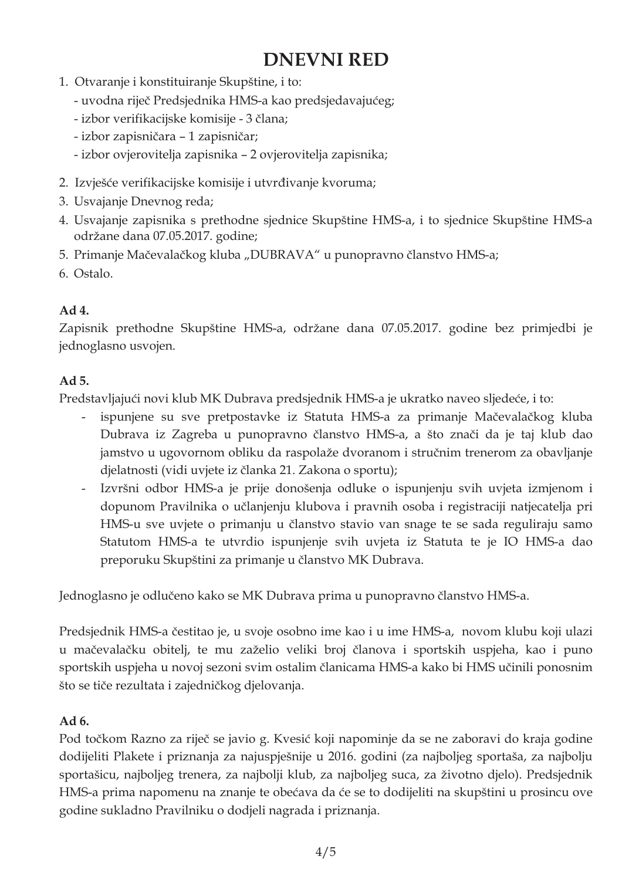# DNEVNI RED

1. Otvaranje i konstituiranje Skupštine, i to:
   - uvodna riječ Predsjednika HMS-a kao predsjedavajućeg;
   - izbor verifikacijske komisije - 3 člana;
   - izbor zapisničara – 1 zapisničar;
   - izbor ovjerovitelja zapisnika – 2 ovjerovitelja zapisnika;
2. Izvješće verifikacijske komisije i utvrđivanje kvoruma;
3. Usvajanje Dnevnog reda;
4. Usvajanje zapisnika s prethodne sjednice Skupštine HMS-a, i to sjednice Skupštine HMS-a održane dana 07.05.2017. godine;
5. Primanje Mačevalačkog kluba „DUBRAVA“ u punopravno članstvo HMS-a;
6. Ostalo.

**Ad 4.**

Zapisnik prethodne Skupštine HMS-a, održane dana 07.05.2017. godine bez primjedbi je jednoglasno usvojen.

**Ad 5.**

Predstavljajući novi klub MK Dubrava predsjednik HMS-a je ukratko naveo sljedeće, i to:

- ispunjene su sve pretpostavke iz Statuta HMS-a za primanje Mačevalačkog kluba Dubrava iz Zagreba u punopravno članstvo HMS-a, a što znači da je taj klub dao jamstvo u ugovornom obliku da raspolaže dvoranom i stručnim trenerom za obavljanje djelatnosti (vidi uvjete iz članka 21. Zakona o sportu);
- Izvršni odbor HMS-a je prije donošenja odluke o ispunjenju svih uvjeta izmjenom i dopunom Pravilnika o učlanjenju klubova i pravnih osoba i registraciji natjecatelja pri HMS-u sve uvjete o primanju u članstvo stavio van snage te se sada reguliraju samo Statutom HMS-a te utvrdio ispunjenje svih uvjeta iz Statuta te je IO HMS-a dao preporuku Skupštini za primanje u članstvo MK Dubrava.

Jednoglasno je odlučeno kako se MK Dubrava prima u punopravno članstvo HMS-a.

Predsjednik HMS-a čestitao je, u svoje osobno ime kao i u ime HMS-a, novom klubu koji ulazi u mačevalačku obitelj, te mu zaželio veliki broj članova i sportskih uspjeha, kao i puno sportskih uspjeha u novoj sezoni svim ostalim članicama HMS-a kako bi HMS učinili ponosnim što se tiče rezultata i zajedničkog djelovanja.

**Ad 6.**

Pod točkom Razno za riječ se javio g. Kvesić koji napominje da se ne zaboravi do kraja godine dodijeliti Plakete i priznanja za najuspješnije u 2016. godini (za najboljeg sportaša, za najbolju sportašicu, najboljeg trenera, za najbolji klub, za najboljeg suca, za životno djelo). Predsjednik HMS-a prima napomenu na znanje te obećava da će se to dodijeliti na skupštini u prosincu ove godine sukladno Pravilniku o dodjeli nagrada i priznanja.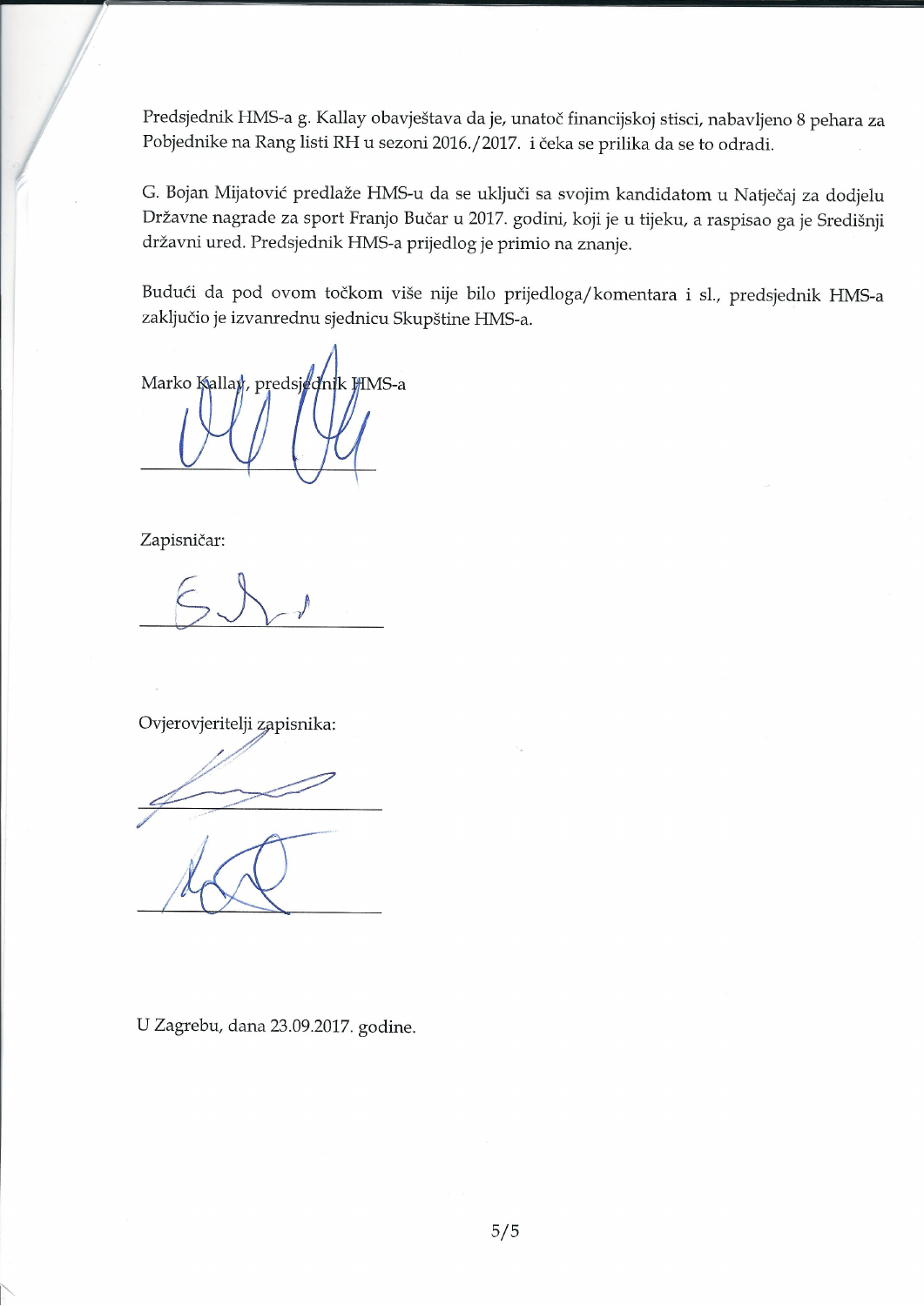Predsjednik HMS-a g. Kallay obavještava da je, unatoč financijskoj stisci, nabavljeno 8 pehara za Pobjednike na Rang listi RH u sezoni 2016./2017. i čeka se prilika da se to odradi.

G. Bojan Mijatović predlaže HMS-u da se uključi sa svojim kandidatom u Natječaj za dodjelu Državne nagrade za sport Franjo Bučar u 2017. godini, koji je u tijeku, a raspisao ga je Središnji državni ured. Predsjednik HMS-a prijedlog je primio na znanje.

Budući da pod ovom točkom više nije bilo prijedloga/komentara i sl., predsjednik HMS-a zaključio je izvanrednu sjednicu Skupštine HMS-a.

Marko Kallay, predsjednik HMS-a

\_\_\_\_\_\_\_\_\_\_\_\_\_\_\_\_\_\_\_\_\_\_\_\_\_\_\_\_

Zapisničar:

\_\_\_\_\_\_\_\_\_\_\_\_\_\_\_\_\_\_\_\_\_\_\_\_\_\_\_\_

Ovjerovjeritelji zapisnika:

\_\_\_\_\_\_\_\_\_\_\_\_\_\_\_\_\_\_\_\_\_\_\_\_\_\_\_\_

\_\_\_\_\_\_\_\_\_\_\_\_\_\_\_\_\_\_\_\_\_\_\_\_\_\_\_\_

U Zagrebu, dana 23.09.2017. godine.